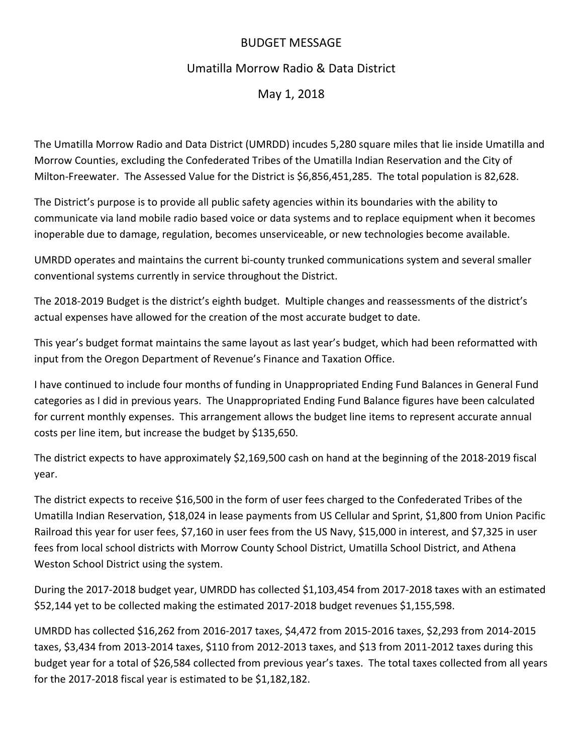# BUDGET MESSAGE

## Umatilla Morrow Radio & Data District

## May 1, 2018

The Umatilla Morrow Radio and Data District (UMRDD) incudes 5,280 square miles that lie inside Umatilla and Morrow Counties, excluding the Confederated Tribes of the Umatilla Indian Reservation and the City of Milton-Freewater. The Assessed Value for the District is $6,856,451,285. The total population is 82,628.

The District's purpose is to provide all public safety agencies within its boundaries with the ability to communicate via land mobile radio based voice or data systems and to replace equipment when it becomes inoperable due to damage, regulation, becomes unserviceable, or new technologies become available.

UMRDD operates and maintains the current bi-county trunked communications system and several smaller conventional systems currently in service throughout the District.

The 2018-2019 Budget is the district's eighth budget. Multiple changes and reassessments of the district's actual expenses have allowed for the creation of the most accurate budget to date.

This year's budget format maintains the same layout as last year's budget, which had been reformatted with input from the Oregon Department of Revenue's Finance and Taxation Office.

I have continued to include four months of funding in Unappropriated Ending Fund Balances in General Fund categories as I did in previous years. The Unappropriated Ending Fund Balance figures have been calculated for current monthly expenses. This arrangement allows the budget line items to represent accurate annual costs per line item, but increase the budget by $135,650.

The district expects to have approximately $2,169,500 cash on hand at the beginning of the 2018-2019 fiscal year.

The district expects to receive $16,500 in the form of user fees charged to the Confederated Tribes of the Umatilla Indian Reservation, $18,024 in lease payments from US Cellular and Sprint, $1,800 from Union Pacific Railroad this year for user fees, $7,160 in user fees from the US Navy, $15,000 in interest, and $7,325 in user fees from local school districts with Morrow County School District, Umatilla School District, and Athena Weston School District using the system.

During the 2017-2018 budget year, UMRDD has collected $1,103,454 from 2017-2018 taxes with an estimated $52,144 yet to be collected making the estimated 2017-2018 budget revenues $1,155,598.

UMRDD has collected $16,262 from 2016-2017 taxes, $4,472 from 2015-2016 taxes, $2,293 from 2014-2015 taxes, $3,434 from 2013-2014 taxes, $110 from 2012-2013 taxes, and $13 from 2011-2012 taxes during this budget year for a total of $26,584 collected from previous year's taxes. The total taxes collected from all years for the 2017-2018 fiscal year is estimated to be $1,182,182.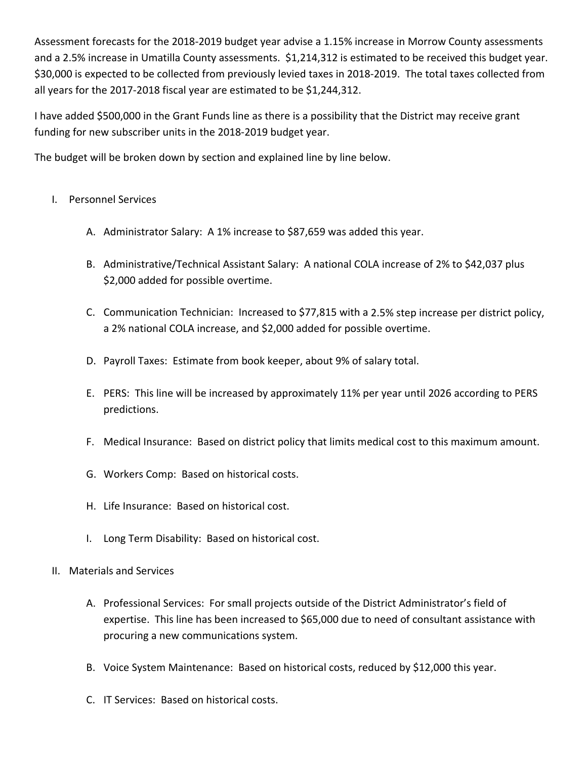Assessment forecasts for the 2018-2019 budget year advise a 1.15% increase in Morrow County assessments and a 2.5% increase in Umatilla County assessments. $1,214,312 is estimated to be received this budget year. $30,000 is expected to be collected from previously levied taxes in 2018-2019. The total taxes collected from all years for the 2017-2018 fiscal year are estimated to be $1,244,312.

I have added $500,000 in the Grant Funds line as there is a possibility that the District may receive grant funding for new subscriber units in the 2018-2019 budget year.

The budget will be broken down by section and explained line by line below.

I. Personnel Services

   A. Administrator Salary: A 1% increase to $87,659 was added this year.

   B. Administrative/Technical Assistant Salary: A national COLA increase of 2% to $42,037 plus $2,000 added for possible overtime.

   C. Communication Technician: Increased to $77,815 with a 2.5% step increase per district policy, a 2% national COLA increase, and $2,000 added for possible overtime.

   D. Payroll Taxes: Estimate from book keeper, about 9% of salary total.

   E. PERS: This line will be increased by approximately 11% per year until 2026 according to PERS predictions.

   F. Medical Insurance: Based on district policy that limits medical cost to this maximum amount.

   G. Workers Comp: Based on historical costs.

   H. Life Insurance: Based on historical cost.

   I. Long Term Disability: Based on historical cost.

II. Materials and Services

   A. Professional Services: For small projects outside of the District Administrator's field of expertise. This line has been increased to $65,000 due to need of consultant assistance with procuring a new communications system.

   B. Voice System Maintenance: Based on historical costs, reduced by $12,000 this year.

   C. IT Services: Based on historical costs.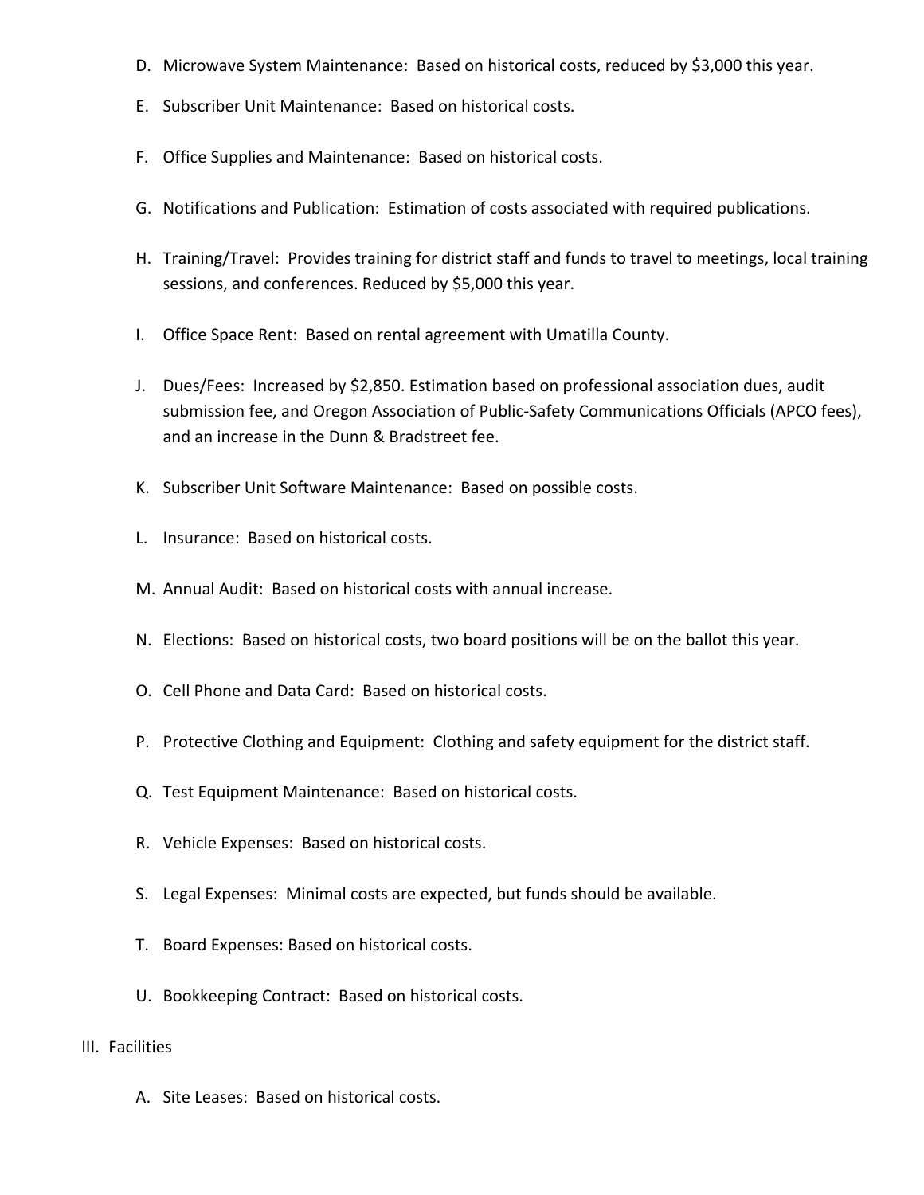D. Microwave System Maintenance: Based on historical costs, reduced by $3,000 this year.

E. Subscriber Unit Maintenance: Based on historical costs.

F. Office Supplies and Maintenance: Based on historical costs.

G. Notifications and Publication: Estimation of costs associated with required publications.

H. Training/Travel: Provides training for district staff and funds to travel to meetings, local training sessions, and conferences. Reduced by $5,000 this year.

I. Office Space Rent: Based on rental agreement with Umatilla County.

J. Dues/Fees: Increased by $2,850. Estimation based on professional association dues, audit submission fee, and Oregon Association of Public-Safety Communications Officials (APCO fees), and an increase in the Dunn & Bradstreet fee.

K. Subscriber Unit Software Maintenance: Based on possible costs.

L. Insurance: Based on historical costs.

M. Annual Audit: Based on historical costs with annual increase.

N. Elections: Based on historical costs, two board positions will be on the ballot this year.

O. Cell Phone and Data Card: Based on historical costs.

P. Protective Clothing and Equipment: Clothing and safety equipment for the district staff.

Q. Test Equipment Maintenance: Based on historical costs.

R. Vehicle Expenses: Based on historical costs.

S. Legal Expenses: Minimal costs are expected, but funds should be available.

T. Board Expenses: Based on historical costs.

U. Bookkeeping Contract: Based on historical costs.

III. Facilities

A. Site Leases: Based on historical costs.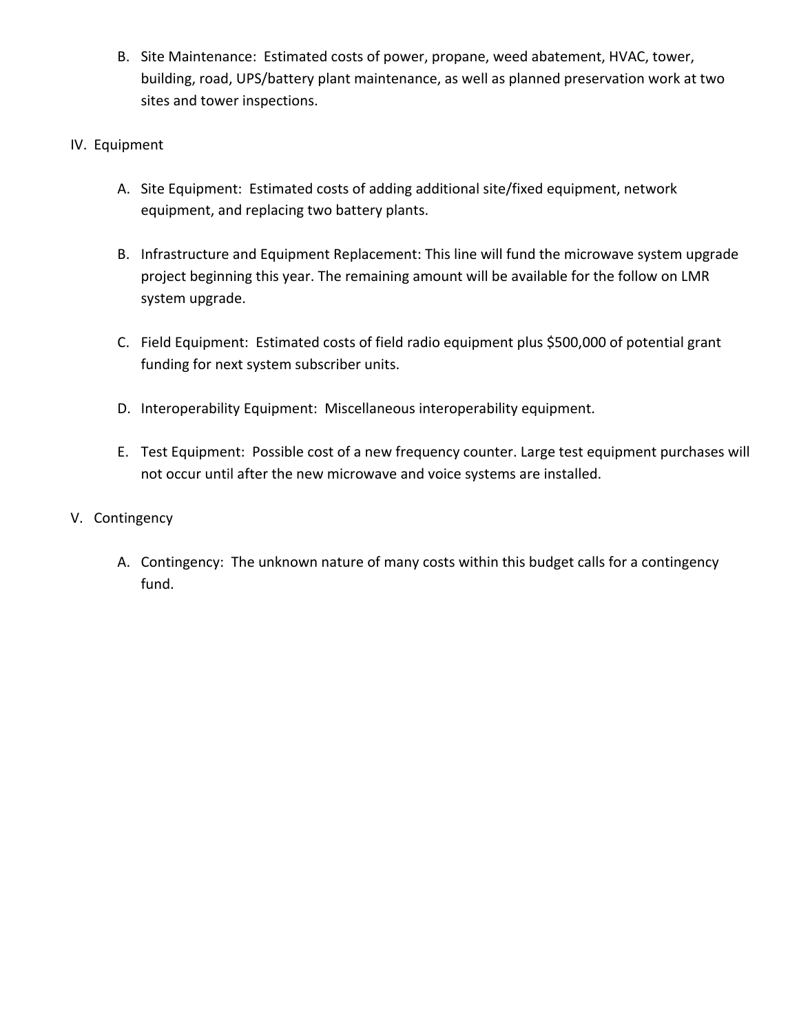B. Site Maintenance: Estimated costs of power, propane, weed abatement, HVAC, tower, building, road, UPS/battery plant maintenance, as well as planned preservation work at two sites and tower inspections.

IV. Equipment

A. Site Equipment: Estimated costs of adding additional site/fixed equipment, network equipment, and replacing two battery plants.

B. Infrastructure and Equipment Replacement: This line will fund the microwave system upgrade project beginning this year. The remaining amount will be available for the follow on LMR system upgrade.

C. Field Equipment: Estimated costs of field radio equipment plus $500,000 of potential grant funding for next system subscriber units.

D. Interoperability Equipment: Miscellaneous interoperability equipment.

E. Test Equipment: Possible cost of a new frequency counter. Large test equipment purchases will not occur until after the new microwave and voice systems are installed.

V. Contingency

A. Contingency: The unknown nature of many costs within this budget calls for a contingency fund.